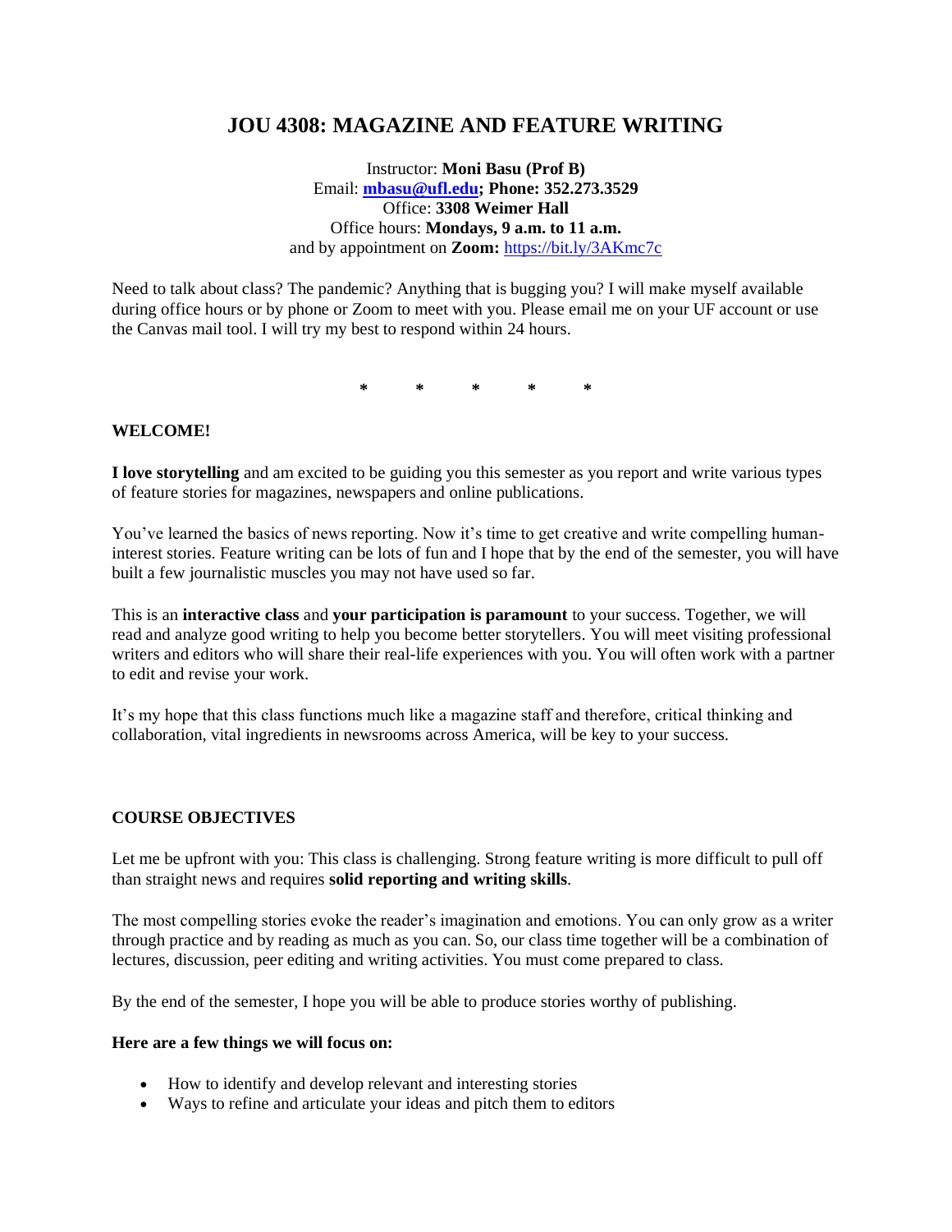# JOU 4308: MAGAZINE AND FEATURE WRITING

Instructor: **Moni Basu (Prof B)**
Email: **[mbasu@ufl.edu](mailto:mbasu@ufl.edu); Phone: 352.273.3529**
Office: **3308 Weimer Hall**
Office hours: **Mondays, 9 a.m. to 11 a.m.**
and by appointment on **Zoom:** [https://bit.ly/3AKmc7c](https://bit.ly/3AKmc7c)

Need to talk about class? The pandemic? Anything that is bugging you? I will make myself available during office hours or by phone or Zoom to meet with you. Please email me on your UF account or use the Canvas mail tool. I will try my best to respond within 24 hours.

\* \* \* \* \*

**WELCOME!**

**I love storytelling** and am excited to be guiding you this semester as you report and write various types of feature stories for magazines, newspapers and online publications.

You've learned the basics of news reporting. Now it's time to get creative and write compelling human-interest stories. Feature writing can be lots of fun and I hope that by the end of the semester, you will have built a few journalistic muscles you may not have used so far.

This is an **interactive class** and **your participation is paramount** to your success. Together, we will read and analyze good writing to help you become better storytellers. You will meet visiting professional writers and editors who will share their real-life experiences with you. You will often work with a partner to edit and revise your work.

It's my hope that this class functions much like a magazine staff and therefore, critical thinking and collaboration, vital ingredients in newsrooms across America, will be key to your success.

**COURSE OBJECTIVES**

Let me be upfront with you: This class is challenging. Strong feature writing is more difficult to pull off than straight news and requires **solid reporting and writing skills**.

The most compelling stories evoke the reader's imagination and emotions. You can only grow as a writer through practice and by reading as much as you can. So, our class time together will be a combination of lectures, discussion, peer editing and writing activities. You must come prepared to class.

By the end of the semester, I hope you will be able to produce stories worthy of publishing.

**Here are a few things we will focus on:**

- How to identify and develop relevant and interesting stories
- Ways to refine and articulate your ideas and pitch them to editors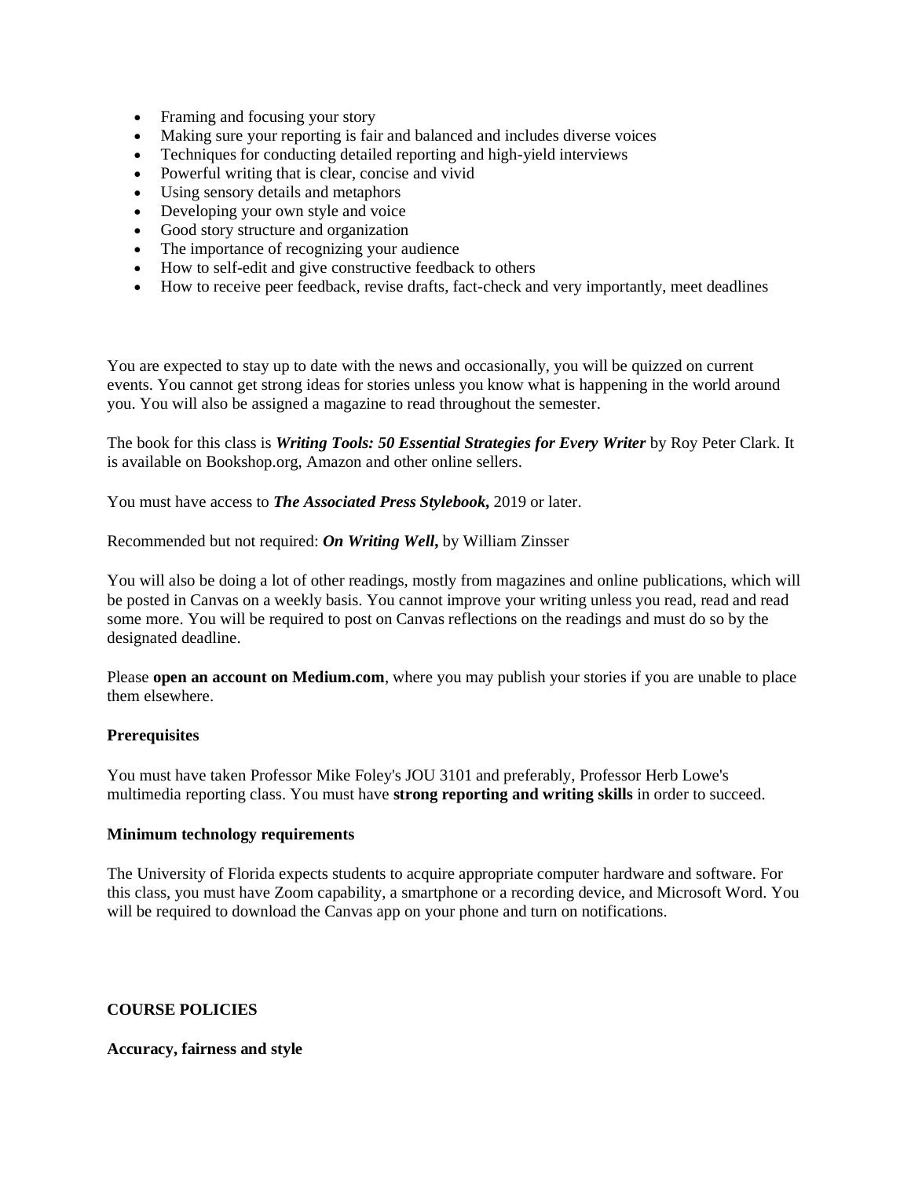- Framing and focusing your story
- Making sure your reporting is fair and balanced and includes diverse voices
- Techniques for conducting detailed reporting and high-yield interviews
- Powerful writing that is clear, concise and vivid
- Using sensory details and metaphors
- Developing your own style and voice
- Good story structure and organization
- The importance of recognizing your audience
- How to self-edit and give constructive feedback to others
- How to receive peer feedback, revise drafts, fact-check and very importantly, meet deadlines

You are expected to stay up to date with the news and occasionally, you will be quizzed on current events. You cannot get strong ideas for stories unless you know what is happening in the world around you. You will also be assigned a magazine to read throughout the semester.

The book for this class is ***Writing Tools: 50 Essential Strategies for Every Writer*** by Roy Peter Clark. It is available on Bookshop.org, Amazon and other online sellers.

You must have access to ***The Associated Press Stylebook,*** 2019 or later.

Recommended but not required: ***On Writing Well,*** by William Zinsser

You will also be doing a lot of other readings, mostly from magazines and online publications, which will be posted in Canvas on a weekly basis. You cannot improve your writing unless you read, read and read some more. You will be required to post on Canvas reflections on the readings and must do so by the designated deadline.

Please **open an account on Medium.com**, where you may publish your stories if you are unable to place them elsewhere.

**Prerequisites**

You must have taken Professor Mike Foley's JOU 3101 and preferably, Professor Herb Lowe's multimedia reporting class. You must have **strong reporting and writing skills** in order to succeed.

**Minimum technology requirements**

The University of Florida expects students to acquire appropriate computer hardware and software. For this class, you must have Zoom capability, a smartphone or a recording device, and Microsoft Word. You will be required to download the Canvas app on your phone and turn on notifications.

## COURSE POLICIES

**Accuracy, fairness and style**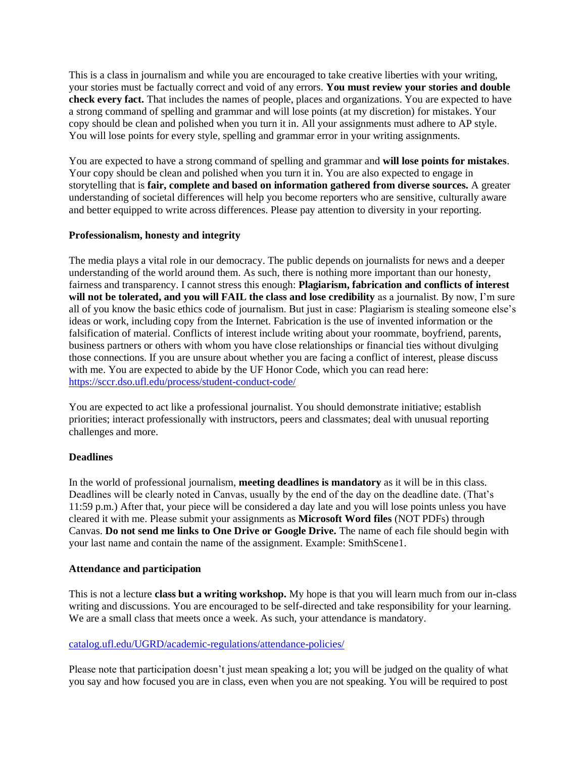This is a class in journalism and while you are encouraged to take creative liberties with your writing, your stories must be factually correct and void of any errors. **You must review your stories and double check every fact.** That includes the names of people, places and organizations. You are expected to have a strong command of spelling and grammar and will lose points (at my discretion) for mistakes. Your copy should be clean and polished when you turn it in. All your assignments must adhere to AP style. You will lose points for every style, spelling and grammar error in your writing assignments.

You are expected to have a strong command of spelling and grammar and **will lose points for mistakes**. Your copy should be clean and polished when you turn it in. You are also expected to engage in storytelling that is **fair, complete and based on information gathered from diverse sources.** A greater understanding of societal differences will help you become reporters who are sensitive, culturally aware and better equipped to write across differences. Please pay attention to diversity in your reporting.

**Professionalism, honesty and integrity**

The media plays a vital role in our democracy. The public depends on journalists for news and a deeper understanding of the world around them. As such, there is nothing more important than our honesty, fairness and transparency. I cannot stress this enough: **Plagiarism, fabrication and conflicts of interest will not be tolerated, and you will FAIL the class and lose credibility** as a journalist. By now, I'm sure all of you know the basic ethics code of journalism. But just in case: Plagiarism is stealing someone else's ideas or work, including copy from the Internet. Fabrication is the use of invented information or the falsification of material. Conflicts of interest include writing about your roommate, boyfriend, parents, business partners or others with whom you have close relationships or financial ties without divulging those connections. If you are unsure about whether you are facing a conflict of interest, please discuss with me. You are expected to abide by the UF Honor Code, which you can read here: https://sccr.dso.ufl.edu/process/student-conduct-code/

You are expected to act like a professional journalist. You should demonstrate initiative; establish priorities; interact professionally with instructors, peers and classmates; deal with unusual reporting challenges and more.

**Deadlines**

In the world of professional journalism, **meeting deadlines is mandatory** as it will be in this class. Deadlines will be clearly noted in Canvas, usually by the end of the day on the deadline date. (That's 11:59 p.m.) After that, your piece will be considered a day late and you will lose points unless you have cleared it with me. Please submit your assignments as **Microsoft Word files** (NOT PDFs) through Canvas. **Do not send me links to One Drive or Google Drive.** The name of each file should begin with your last name and contain the name of the assignment. Example: SmithScene1.

**Attendance and participation**

This is not a lecture **class but a writing workshop.** My hope is that you will learn much from our in-class writing and discussions. You are encouraged to be self-directed and take responsibility for your learning. We are a small class that meets once a week. As such, your attendance is mandatory.

catalog.ufl.edu/UGRD/academic-regulations/attendance-policies/

Please note that participation doesn't just mean speaking a lot; you will be judged on the quality of what you say and how focused you are in class, even when you are not speaking. You will be required to post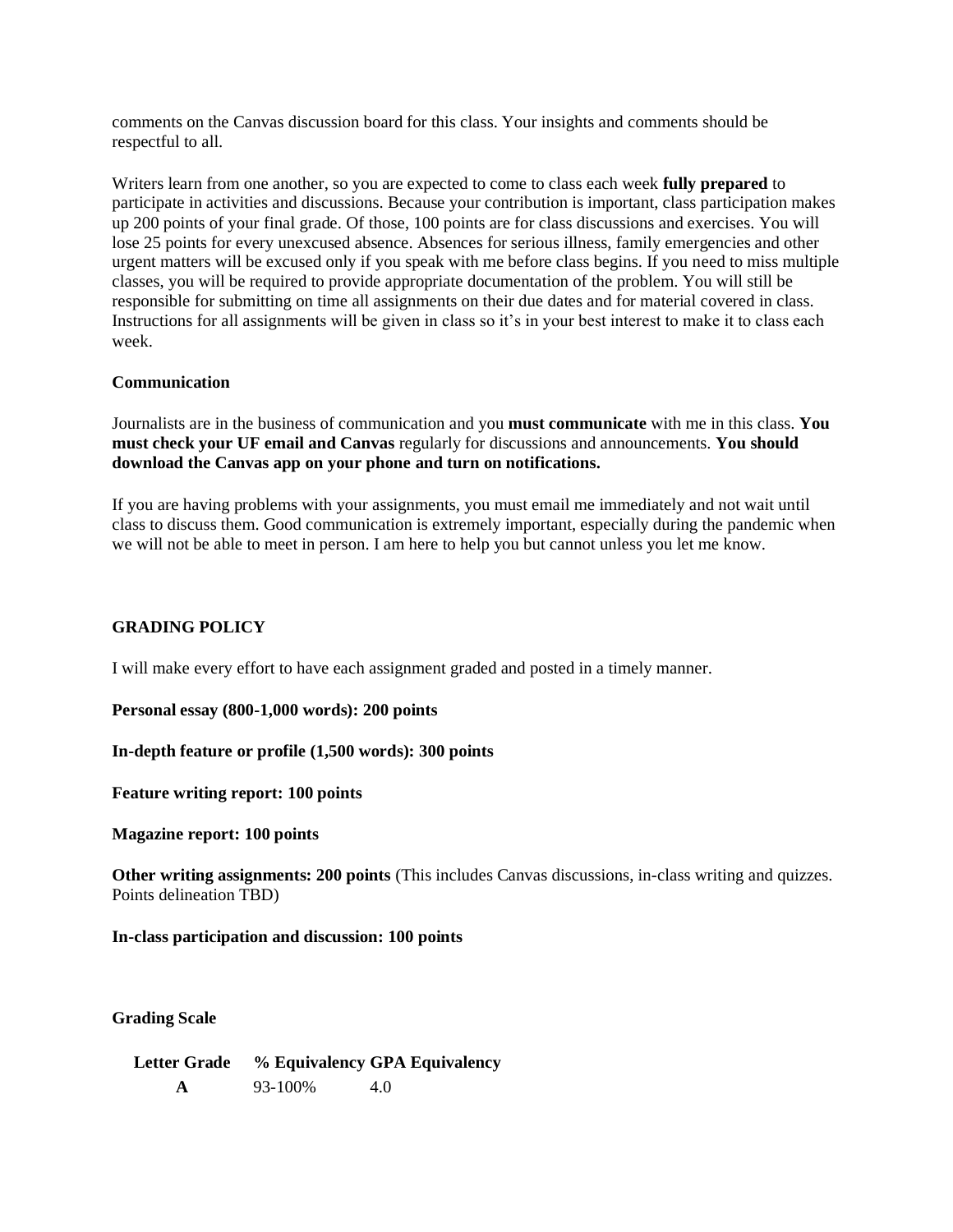comments on the Canvas discussion board for this class. Your insights and comments should be respectful to all.

Writers learn from one another, so you are expected to come to class each week **fully prepared** to participate in activities and discussions. Because your contribution is important, class participation makes up 200 points of your final grade. Of those, 100 points are for class discussions and exercises. You will lose 25 points for every unexcused absence. Absences for serious illness, family emergencies and other urgent matters will be excused only if you speak with me before class begins. If you need to miss multiple classes, you will be required to provide appropriate documentation of the problem. You will still be responsible for submitting on time all assignments on their due dates and for material covered in class. Instructions for all assignments will be given in class so it's in your best interest to make it to class each week.

**Communication**

Journalists are in the business of communication and you **must communicate** with me in this class. **You must check your UF email and Canvas** regularly for discussions and announcements. **You should download the Canvas app on your phone and turn on notifications.**

If you are having problems with your assignments, you must email me immediately and not wait until class to discuss them. Good communication is extremely important, especially during the pandemic when we will not be able to meet in person. I am here to help you but cannot unless you let me know.

## GRADING POLICY

I will make every effort to have each assignment graded and posted in a timely manner.

**Personal essay (800-1,000 words): 200 points**

**In-depth feature or profile (1,500 words): 300 points**

**Feature writing report: 100 points**

**Magazine report: 100 points**

**Other writing assignments: 200 points** (This includes Canvas discussions, in-class writing and quizzes. Points delineation TBD)

**In-class participation and discussion: 100 points**

**Grading Scale**

| Letter Grade | % Equivalency | GPA Equivalency |
|---|---|---|
| **A** | 93-100% | 4.0 |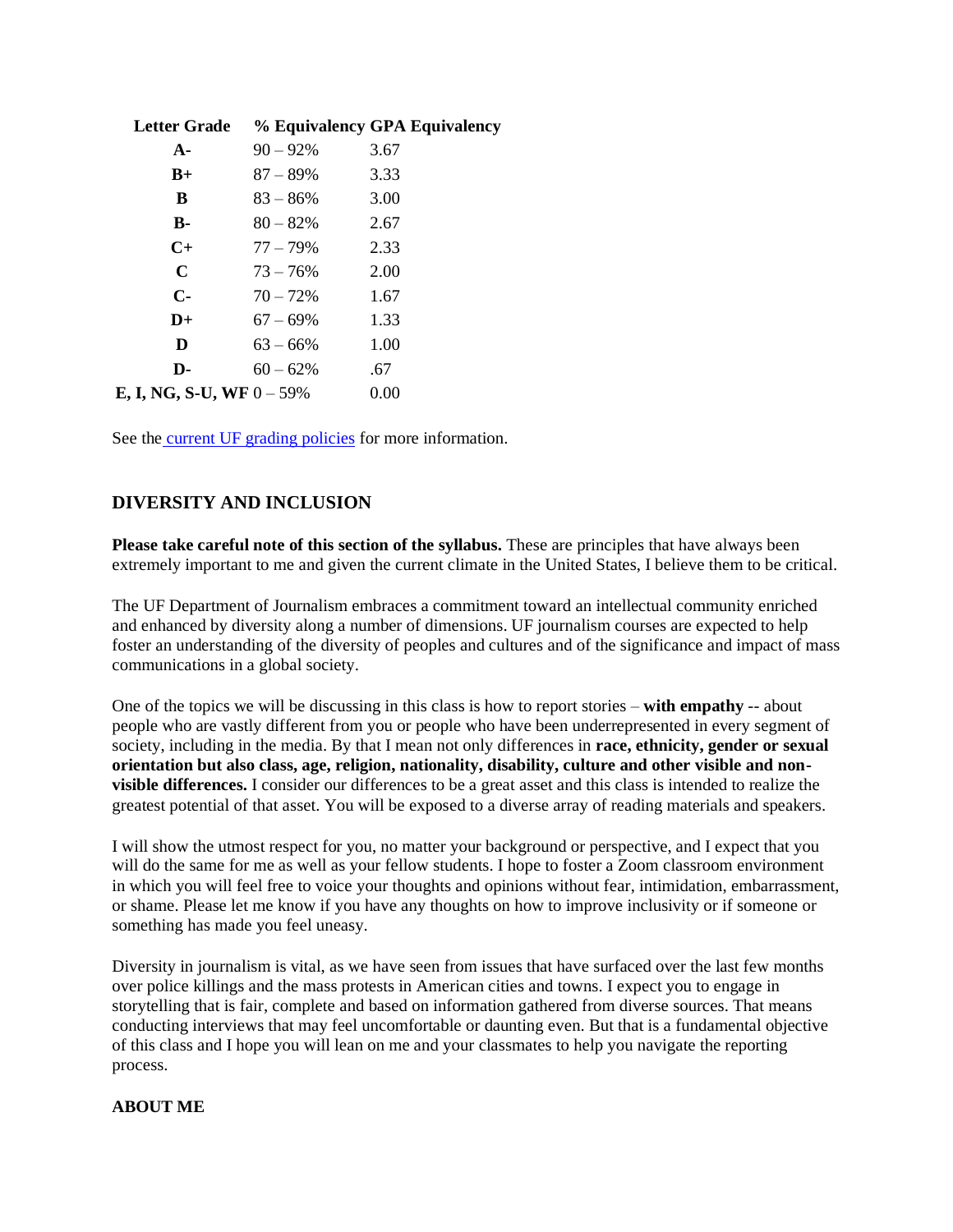| Letter Grade | % Equivalency | GPA Equivalency |
|---|---|---|
| **A-** | 90 – 92% | 3.67 |
| **B+** | 87 – 89% | 3.33 |
| **B** | 83 – 86% | 3.00 |
| **B-** | 80 – 82% | 2.67 |
| **C+** | 77 – 79% | 2.33 |
| **C** | 73 – 76% | 2.00 |
| **C-** | 70 – 72% | 1.67 |
| **D+** | 67 – 69% | 1.33 |
| **D** | 63 – 66% | 1.00 |
| **D-** | 60 – 62% | .67 |
| **E, I, NG, S-U, WF** | 0 – 59% | 0.00 |

See the current UF grading policies for more information.

## DIVERSITY AND INCLUSION

**Please take careful note of this section of the syllabus.** These are principles that have always been extremely important to me and given the current climate in the United States, I believe them to be critical.

The UF Department of Journalism embraces a commitment toward an intellectual community enriched and enhanced by diversity along a number of dimensions. UF journalism courses are expected to help foster an understanding of the diversity of peoples and cultures and of the significance and impact of mass communications in a global society.

One of the topics we will be discussing in this class is how to report stories – **with empathy** -- about people who are vastly different from you or people who have been underrepresented in every segment of society, including in the media. By that I mean not only differences in **race, ethnicity, gender or sexual orientation but also class, age, religion, nationality, disability, culture and other visible and non-visible differences.** I consider our differences to be a great asset and this class is intended to realize the greatest potential of that asset. You will be exposed to a diverse array of reading materials and speakers.

I will show the utmost respect for you, no matter your background or perspective, and I expect that you will do the same for me as well as your fellow students. I hope to foster a Zoom classroom environment in which you will feel free to voice your thoughts and opinions without fear, intimidation, embarrassment, or shame. Please let me know if you have any thoughts on how to improve inclusivity or if someone or something has made you feel uneasy.

Diversity in journalism is vital, as we have seen from issues that have surfaced over the last few months over police killings and the mass protests in American cities and towns. I expect you to engage in storytelling that is fair, complete and based on information gathered from diverse sources. That means conducting interviews that may feel uncomfortable or daunting even. But that is a fundamental objective of this class and I hope you will lean on me and your classmates to help you navigate the reporting process.

## ABOUT ME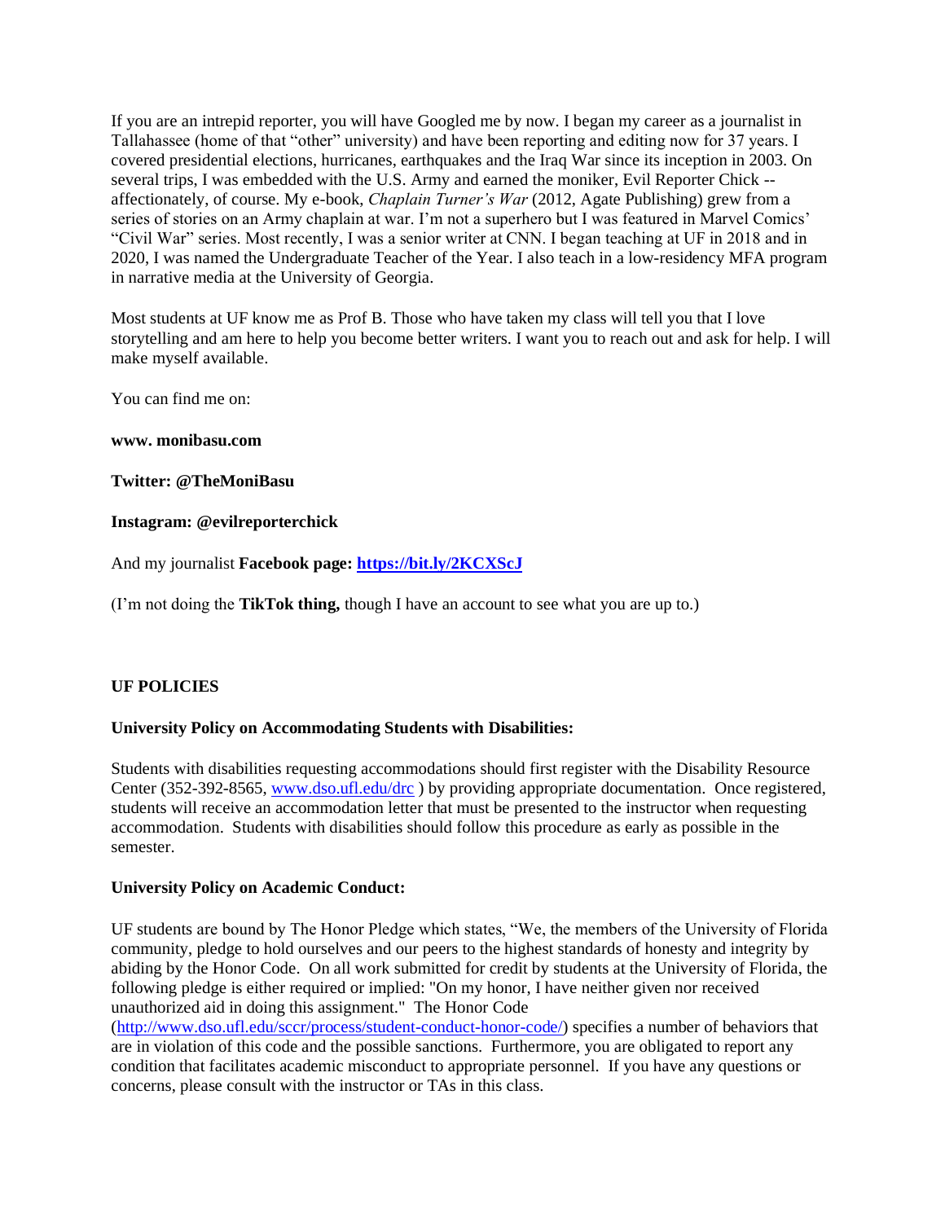If you are an intrepid reporter, you will have Googled me by now. I began my career as a journalist in Tallahassee (home of that "other" university) and have been reporting and editing now for 37 years. I covered presidential elections, hurricanes, earthquakes and the Iraq War since its inception in 2003. On several trips, I was embedded with the U.S. Army and earned the moniker, Evil Reporter Chick -- affectionately, of course. My e-book, *Chaplain Turner's War* (2012, Agate Publishing) grew from a series of stories on an Army chaplain at war. I'm not a superhero but I was featured in Marvel Comics' "Civil War" series. Most recently, I was a senior writer at CNN. I began teaching at UF in 2018 and in 2020, I was named the Undergraduate Teacher of the Year. I also teach in a low-residency MFA program in narrative media at the University of Georgia.

Most students at UF know me as Prof B. Those who have taken my class will tell you that I love storytelling and am here to help you become better writers. I want you to reach out and ask for help. I will make myself available.

You can find me on:

**www. monibasu.com**

**Twitter: @TheMoniBasu**

**Instagram: @evilreporterchick**

And my journalist **Facebook page: [https://bit.ly/2KCXScJ](https://bit.ly/2KCXScJ)**

(I'm not doing the **TikTok thing,** though I have an account to see what you are up to.)

## UF POLICIES

### University Policy on Accommodating Students with Disabilities:

Students with disabilities requesting accommodations should first register with the Disability Resource Center (352-392-8565, [www.dso.ufl.edu/drc](www.dso.ufl.edu/drc) ) by providing appropriate documentation. Once registered, students will receive an accommodation letter that must be presented to the instructor when requesting accommodation. Students with disabilities should follow this procedure as early as possible in the semester.

### University Policy on Academic Conduct:

UF students are bound by The Honor Pledge which states, "We, the members of the University of Florida community, pledge to hold ourselves and our peers to the highest standards of honesty and integrity by abiding by the Honor Code. On all work submitted for credit by students at the University of Florida, the following pledge is either required or implied: "On my honor, I have neither given nor received unauthorized aid in doing this assignment." The Honor Code ([http://www.dso.ufl.edu/sccr/process/student-conduct-honor-code/](http://www.dso.ufl.edu/sccr/process/student-conduct-honor-code/)) specifies a number of behaviors that are in violation of this code and the possible sanctions. Furthermore, you are obligated to report any condition that facilitates academic misconduct to appropriate personnel. If you have any questions or concerns, please consult with the instructor or TAs in this class.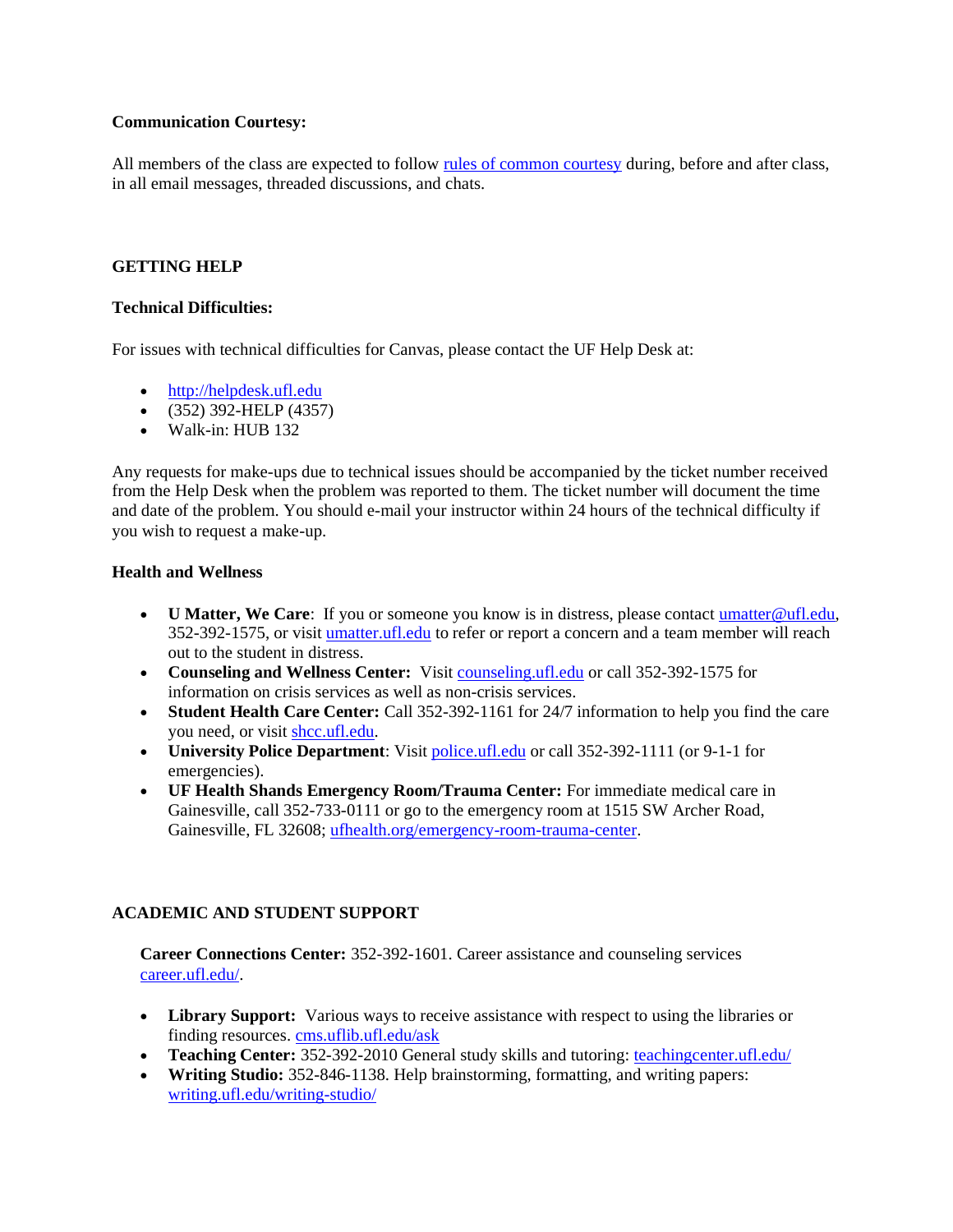**Communication Courtesy:**

All members of the class are expected to follow [rules of common courtesy](#) during, before and after class, in all email messages, threaded discussions, and chats.

## GETTING HELP

**Technical Difficulties:**

For issues with technical difficulties for Canvas, please contact the UF Help Desk at:

- http://helpdesk.ufl.edu
- (352) 392-HELP (4357)
- Walk-in: HUB 132

Any requests for make-ups due to technical issues should be accompanied by the ticket number received from the Help Desk when the problem was reported to them. The ticket number will document the time and date of the problem. You should e-mail your instructor within 24 hours of the technical difficulty if you wish to request a make-up.

**Health and Wellness**

- **U Matter, We Care**: If you or someone you know is in distress, please contact umatter@ufl.edu, 352-392-1575, or visit umatter.ufl.edu to refer or report a concern and a team member will reach out to the student in distress.
- **Counseling and Wellness Center:** Visit counseling.ufl.edu or call 352-392-1575 for information on crisis services as well as non-crisis services.
- **Student Health Care Center:** Call 352-392-1161 for 24/7 information to help you find the care you need, or visit shcc.ufl.edu.
- **University Police Department**: Visit police.ufl.edu or call 352-392-1111 (or 9-1-1 for emergencies).
- **UF Health Shands Emergency Room/Trauma Center:** For immediate medical care in Gainesville, call 352-733-0111 or go to the emergency room at 1515 SW Archer Road, Gainesville, FL 32608; ufhealth.org/emergency-room-trauma-center.

## ACADEMIC AND STUDENT SUPPORT

**Career Connections Center:** 352-392-1601. Career assistance and counseling services career.ufl.edu/.

- **Library Support:** Various ways to receive assistance with respect to using the libraries or finding resources. cms.uflib.ufl.edu/ask
- **Teaching Center:** 352-392-2010 General study skills and tutoring: teachingcenter.ufl.edu/
- **Writing Studio:** 352-846-1138. Help brainstorming, formatting, and writing papers: writing.ufl.edu/writing-studio/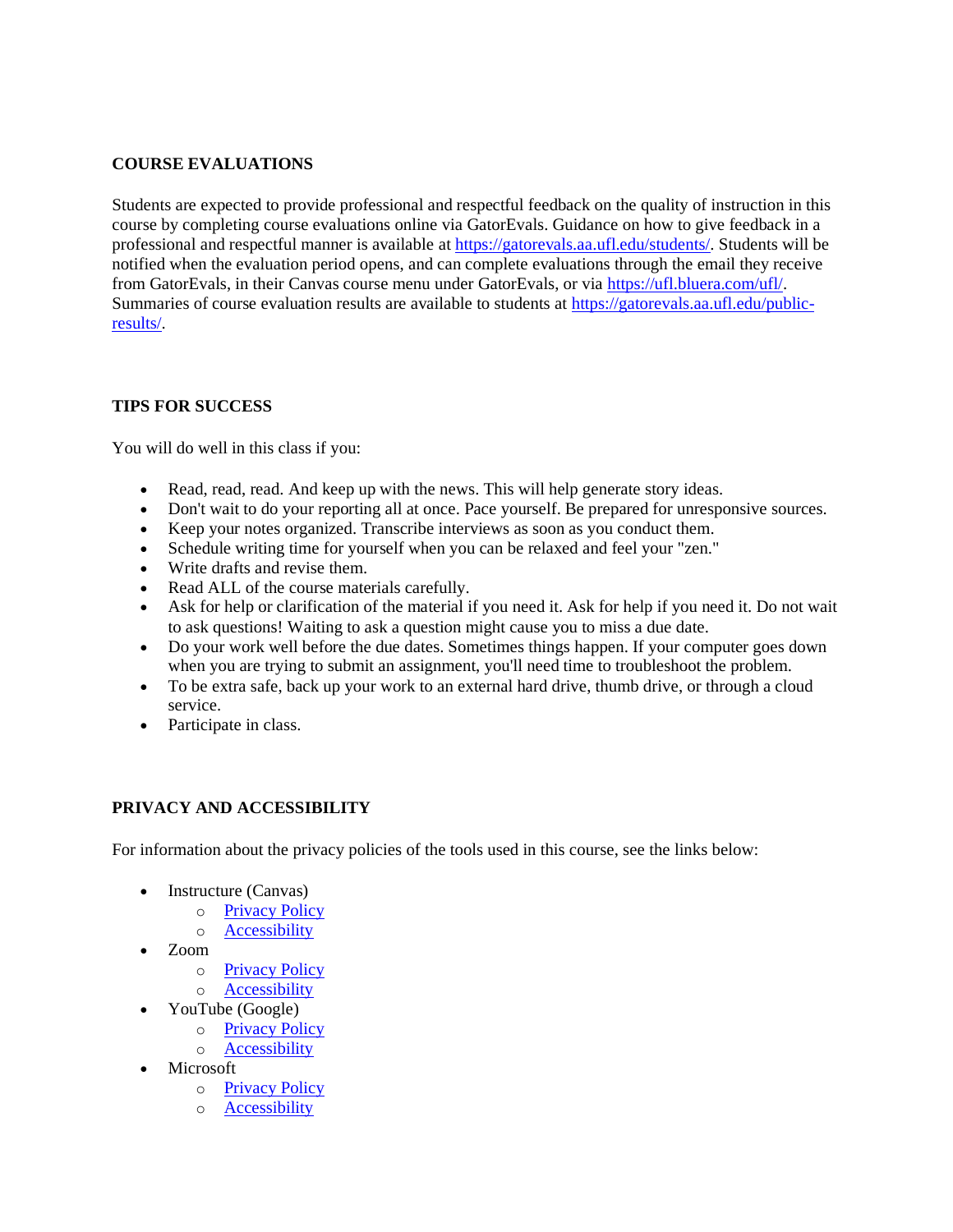## COURSE EVALUATIONS

Students are expected to provide professional and respectful feedback on the quality of instruction in this course by completing course evaluations online via GatorEvals. Guidance on how to give feedback in a professional and respectful manner is available at https://gatorevals.aa.ufl.edu/students/. Students will be notified when the evaluation period opens, and can complete evaluations through the email they receive from GatorEvals, in their Canvas course menu under GatorEvals, or via https://ufl.bluera.com/ufl/. Summaries of course evaluation results are available to students at https://gatorevals.aa.ufl.edu/public-results/.

## TIPS FOR SUCCESS

You will do well in this class if you:

- Read, read, read. And keep up with the news. This will help generate story ideas.
- Don't wait to do your reporting all at once. Pace yourself. Be prepared for unresponsive sources.
- Keep your notes organized. Transcribe interviews as soon as you conduct them.
- Schedule writing time for yourself when you can be relaxed and feel your "zen."
- Write drafts and revise them.
- Read ALL of the course materials carefully.
- Ask for help or clarification of the material if you need it. Ask for help if you need it. Do not wait to ask questions! Waiting to ask a question might cause you to miss a due date.
- Do your work well before the due dates. Sometimes things happen. If your computer goes down when you are trying to submit an assignment, you'll need time to troubleshoot the problem.
- To be extra safe, back up your work to an external hard drive, thumb drive, or through a cloud service.
- Participate in class.

## PRIVACY AND ACCESSIBILITY

For information about the privacy policies of the tools used in this course, see the links below:

- Instructure (Canvas)
  - Privacy Policy
  - Accessibility
- Zoom
  - Privacy Policy
  - Accessibility
- YouTube (Google)
  - Privacy Policy
  - Accessibility
- Microsoft
  - Privacy Policy
  - Accessibility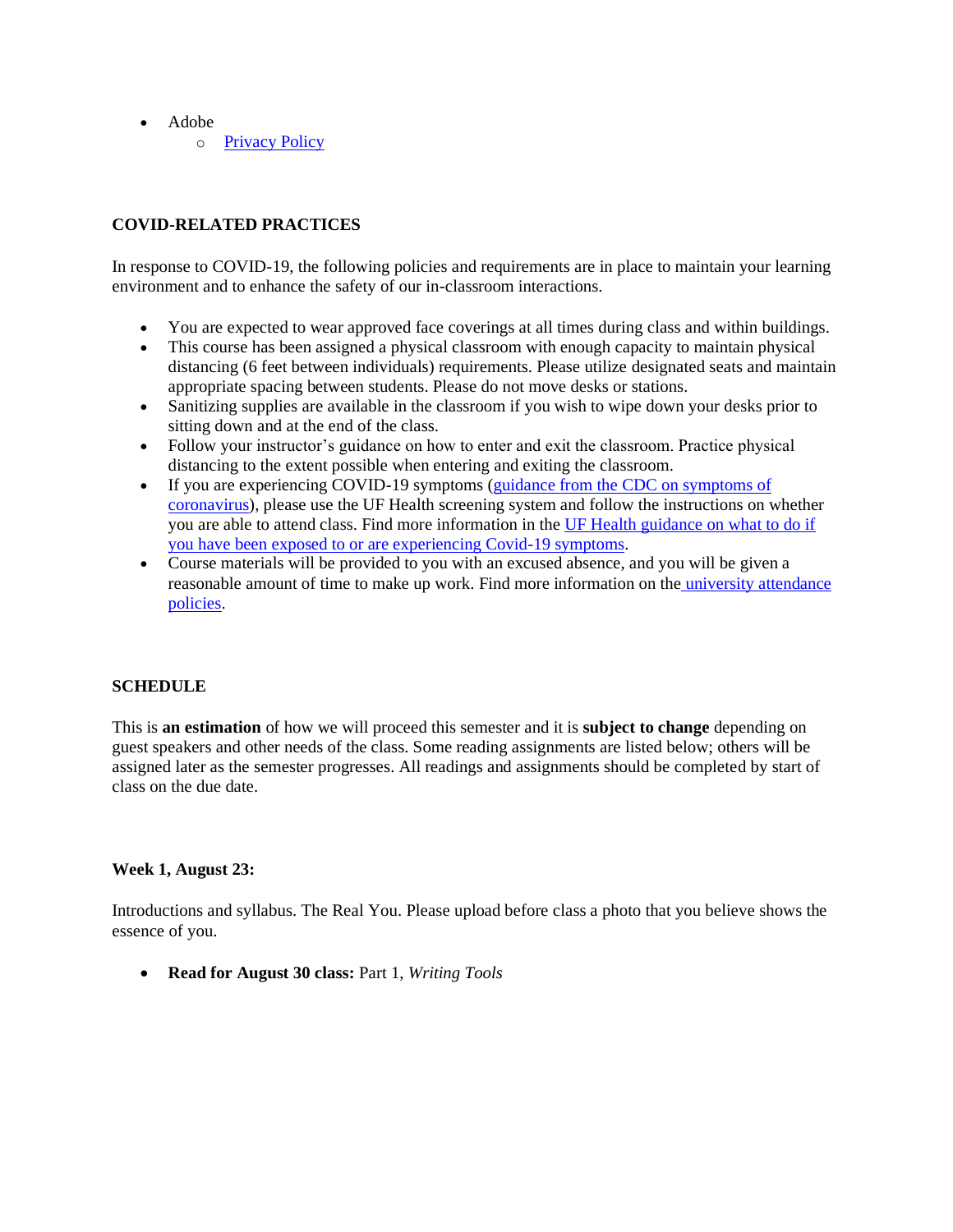- Adobe
  - Privacy Policy

## COVID-RELATED PRACTICES

In response to COVID-19, the following policies and requirements are in place to maintain your learning environment and to enhance the safety of our in-classroom interactions.

- You are expected to wear approved face coverings at all times during class and within buildings.
- This course has been assigned a physical classroom with enough capacity to maintain physical distancing (6 feet between individuals) requirements. Please utilize designated seats and maintain appropriate spacing between students. Please do not move desks or stations.
- Sanitizing supplies are available in the classroom if you wish to wipe down your desks prior to sitting down and at the end of the class.
- Follow your instructor's guidance on how to enter and exit the classroom. Practice physical distancing to the extent possible when entering and exiting the classroom.
- If you are experiencing COVID-19 symptoms (guidance from the CDC on symptoms of coronavirus), please use the UF Health screening system and follow the instructions on whether you are able to attend class. Find more information in the UF Health guidance on what to do if you have been exposed to or are experiencing Covid-19 symptoms.
- Course materials will be provided to you with an excused absence, and you will be given a reasonable amount of time to make up work. Find more information on the university attendance policies.

## SCHEDULE

This is **an estimation** of how we will proceed this semester and it is **subject to change** depending on guest speakers and other needs of the class. Some reading assignments are listed below; others will be assigned later as the semester progresses. All readings and assignments should be completed by start of class on the due date.

### Week 1, August 23:

Introductions and syllabus. The Real You. Please upload before class a photo that you believe shows the essence of you.

- **Read for August 30 class:** Part 1, *Writing Tools*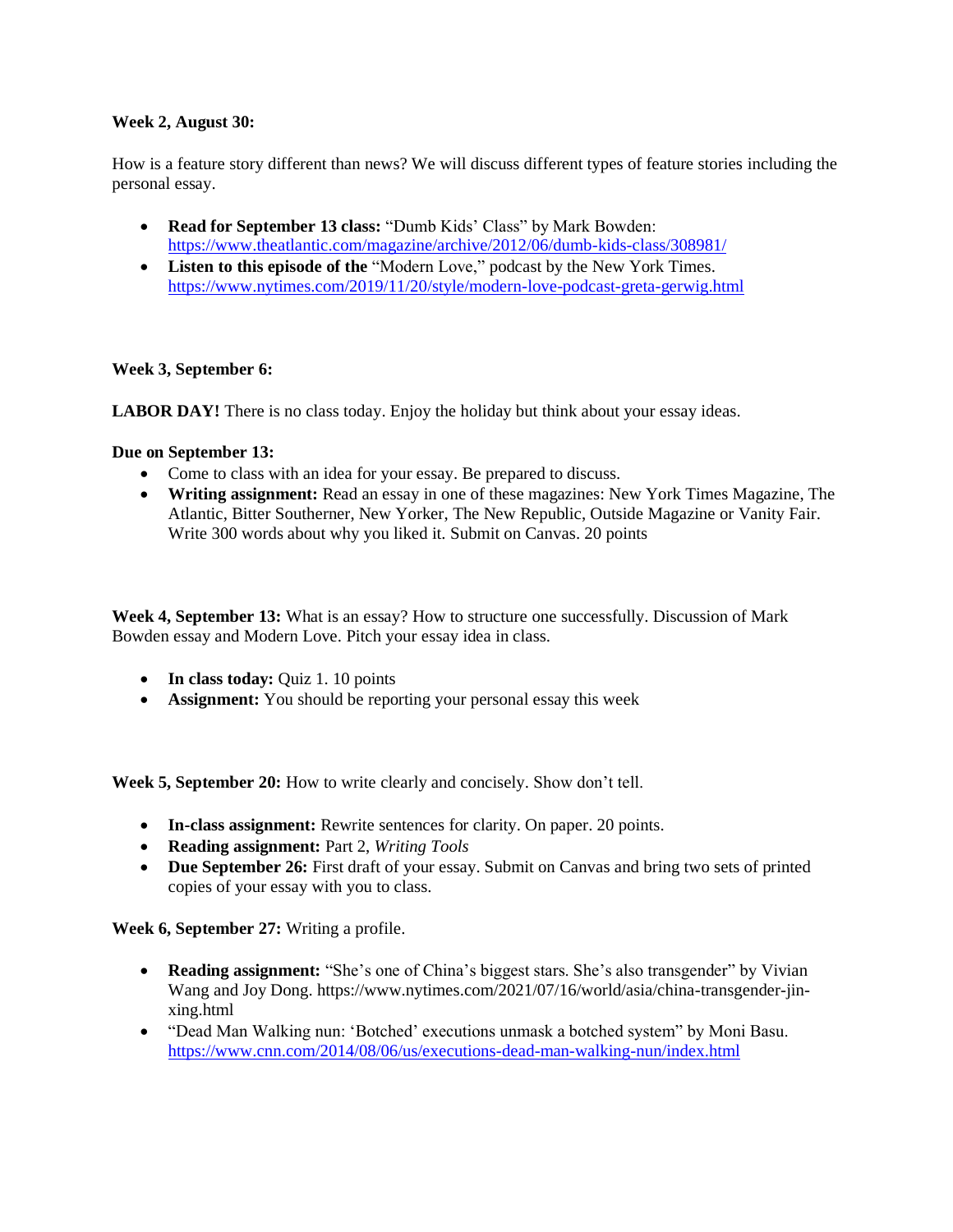**Week 2, August 30:**

How is a feature story different than news? We will discuss different types of feature stories including the personal essay.

- **Read for September 13 class:** "Dumb Kids' Class" by Mark Bowden: https://www.theatlantic.com/magazine/archive/2012/06/dumb-kids-class/308981/
- **Listen to this episode of the** "Modern Love," podcast by the New York Times. https://www.nytimes.com/2019/11/20/style/modern-love-podcast-greta-gerwig.html

**Week 3, September 6:**

**LABOR DAY!** There is no class today. Enjoy the holiday but think about your essay ideas.

**Due on September 13:**

- Come to class with an idea for your essay. Be prepared to discuss.
- **Writing assignment:** Read an essay in one of these magazines: New York Times Magazine, The Atlantic, Bitter Southerner, New Yorker, The New Republic, Outside Magazine or Vanity Fair. Write 300 words about why you liked it. Submit on Canvas. 20 points

**Week 4, September 13:** What is an essay? How to structure one successfully. Discussion of Mark Bowden essay and Modern Love. Pitch your essay idea in class.

- **In class today:** Quiz 1. 10 points
- **Assignment:** You should be reporting your personal essay this week

**Week 5, September 20:** How to write clearly and concisely. Show don't tell.

- **In-class assignment:** Rewrite sentences for clarity. On paper. 20 points.
- **Reading assignment:** Part 2, *Writing Tools*
- **Due September 26:** First draft of your essay. Submit on Canvas and bring two sets of printed copies of your essay with you to class.

**Week 6, September 27:** Writing a profile.

- **Reading assignment:** "She's one of China's biggest stars. She's also transgender" by Vivian Wang and Joy Dong. https://www.nytimes.com/2021/07/16/world/asia/china-transgender-jin-xing.html
- "Dead Man Walking nun: 'Botched' executions unmask a botched system" by Moni Basu. https://www.cnn.com/2014/08/06/us/executions-dead-man-walking-nun/index.html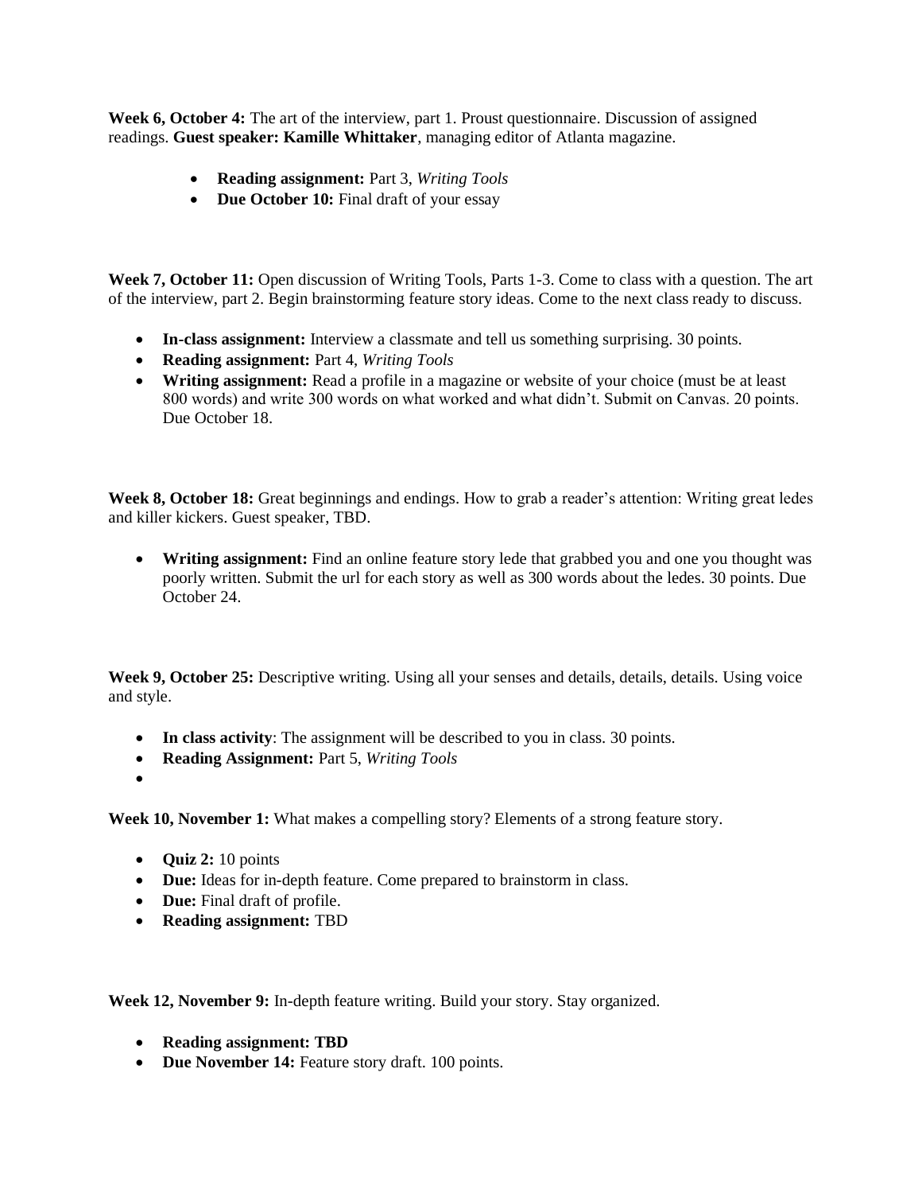**Week 6, October 4:** The art of the interview, part 1. Proust questionnaire. Discussion of assigned readings. **Guest speaker: Kamille Whittaker**, managing editor of Atlanta magazine.

- **Reading assignment:** Part 3, *Writing Tools*
- **Due October 10:** Final draft of your essay

**Week 7, October 11:** Open discussion of Writing Tools, Parts 1-3. Come to class with a question. The art of the interview, part 2. Begin brainstorming feature story ideas. Come to the next class ready to discuss.

- **In-class assignment:** Interview a classmate and tell us something surprising. 30 points.
- **Reading assignment:** Part 4, *Writing Tools*
- **Writing assignment:** Read a profile in a magazine or website of your choice (must be at least 800 words) and write 300 words on what worked and what didn't. Submit on Canvas. 20 points. Due October 18.

**Week 8, October 18:** Great beginnings and endings. How to grab a reader's attention: Writing great ledes and killer kickers. Guest speaker, TBD.

- **Writing assignment:** Find an online feature story lede that grabbed you and one you thought was poorly written. Submit the url for each story as well as 300 words about the ledes. 30 points. Due October 24.

**Week 9, October 25:** Descriptive writing. Using all your senses and details, details, details. Using voice and style.

- **In class activity**: The assignment will be described to you in class. 30 points.
- **Reading Assignment:** Part 5, *Writing Tools*

**Week 10, November 1:** What makes a compelling story? Elements of a strong feature story.

- **Quiz 2:** 10 points
- **Due:** Ideas for in-depth feature. Come prepared to brainstorm in class.
- **Due:** Final draft of profile.
- **Reading assignment:** TBD

**Week 12, November 9:** In-depth feature writing. Build your story. Stay organized.

- **Reading assignment: TBD**
- **Due November 14:** Feature story draft. 100 points.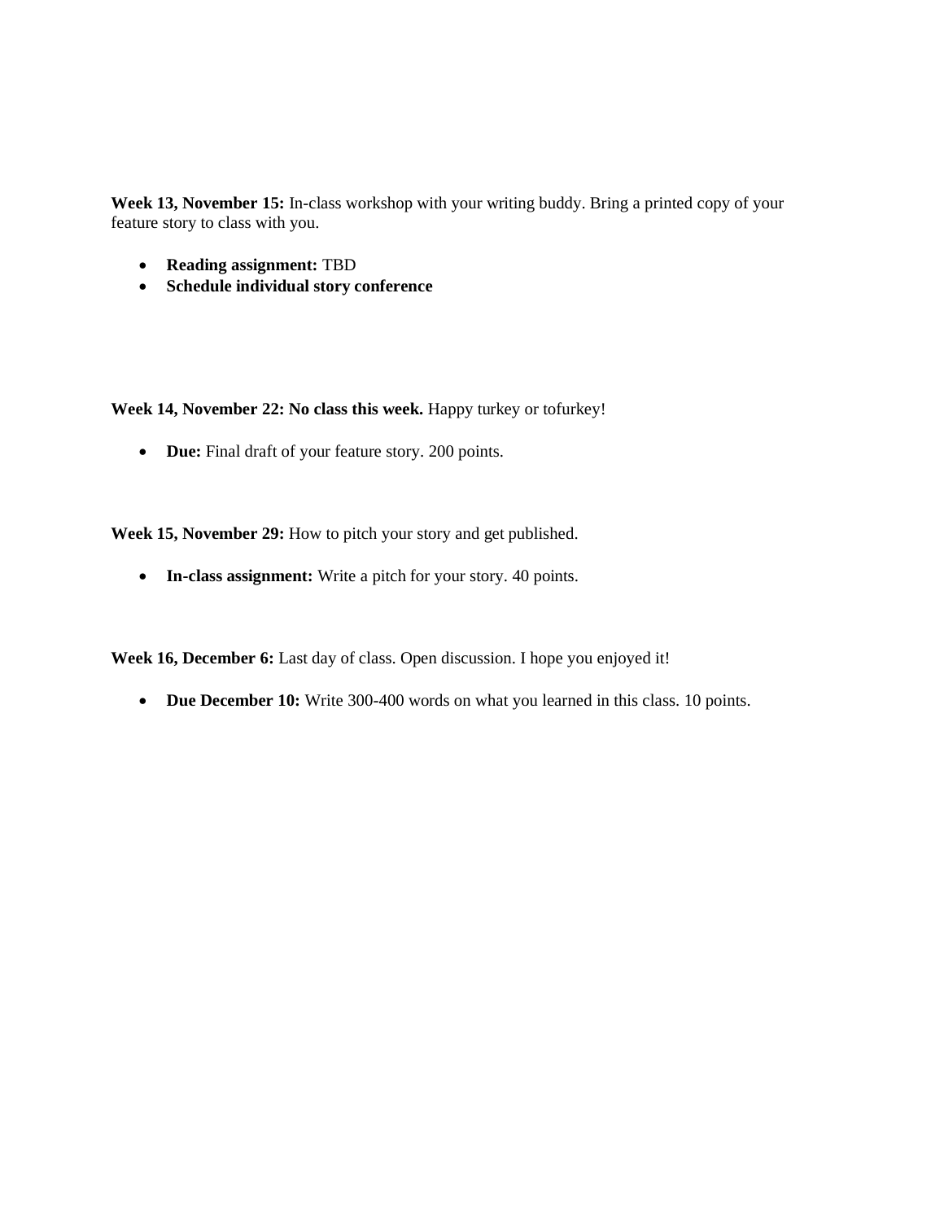**Week 13, November 15:** In-class workshop with your writing buddy. Bring a printed copy of your feature story to class with you.

- **Reading assignment:** TBD
- **Schedule individual story conference**

**Week 14, November 22: No class this week.** Happy turkey or tofurkey!

- **Due:** Final draft of your feature story. 200 points.

**Week 15, November 29:** How to pitch your story and get published.

- **In-class assignment:** Write a pitch for your story. 40 points.

**Week 16, December 6:** Last day of class. Open discussion. I hope you enjoyed it!

- **Due December 10:** Write 300-400 words on what you learned in this class. 10 points.